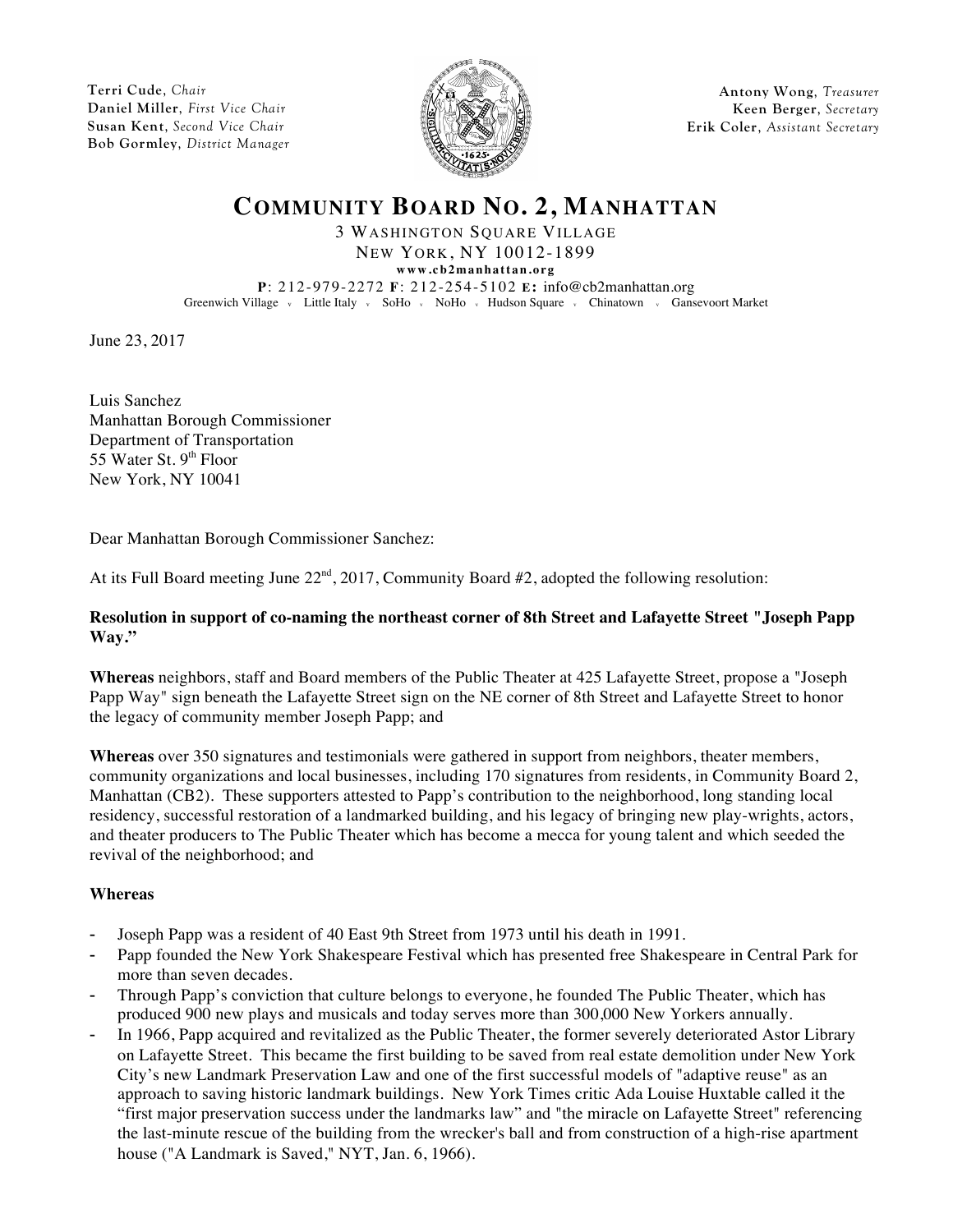**Terri Cude**, *Chair*
**Daniel Miller**, *First Vice Chair*
**Susan Kent**, *Second Vice Chair*
**Bob Gormley**, *District Manager*

**Antony Wong**, *Treasurer*
**Keen Berger**, *Secretary*
**Erik Coler**, *Assistant Secretary*

# COMMUNITY BOARD NO. 2, MANHATTAN

3 WASHINGTON SQUARE VILLAGE
NEW YORK, NY 10012-1899
**www.cb2manhattan.org**
**P**: 212-979-2272 **F**: 212-254-5102 **E:** info@cb2manhattan.org
Greenwich Village • Little Italy • SoHo • NoHo • Hudson Square • Chinatown • Gansevoort Market

June 23, 2017

Luis Sanchez
Manhattan Borough Commissioner
Department of Transportation
55 Water St. 9th Floor
New York, NY 10041

Dear Manhattan Borough Commissioner Sanchez:

At its Full Board meeting June 22nd, 2017, Community Board #2, adopted the following resolution:

**Resolution in support of co-naming the northeast corner of 8th Street and Lafayette Street "Joseph Papp Way."**

**Whereas** neighbors, staff and Board members of the Public Theater at 425 Lafayette Street, propose a "Joseph Papp Way" sign beneath the Lafayette Street sign on the NE corner of 8th Street and Lafayette Street to honor the legacy of community member Joseph Papp; and

**Whereas** over 350 signatures and testimonials were gathered in support from neighbors, theater members, community organizations and local businesses, including 170 signatures from residents, in Community Board 2, Manhattan (CB2). These supporters attested to Papp's contribution to the neighborhood, long standing local residency, successful restoration of a landmarked building, and his legacy of bringing new play-wrights, actors, and theater producers to The Public Theater which has become a mecca for young talent and which seeded the revival of the neighborhood; and

**Whereas**

- Joseph Papp was a resident of 40 East 9th Street from 1973 until his death in 1991.
- Papp founded the New York Shakespeare Festival which has presented free Shakespeare in Central Park for more than seven decades.
- Through Papp's conviction that culture belongs to everyone, he founded The Public Theater, which has produced 900 new plays and musicals and today serves more than 300,000 New Yorkers annually.
- In 1966, Papp acquired and revitalized as the Public Theater, the former severely deteriorated Astor Library on Lafayette Street. This became the first building to be saved from real estate demolition under New York City's new Landmark Preservation Law and one of the first successful models of "adaptive reuse" as an approach to saving historic landmark buildings. New York Times critic Ada Louise Huxtable called it the "first major preservation success under the landmarks law" and "the miracle on Lafayette Street" referencing the last-minute rescue of the building from the wrecker's ball and from construction of a high-rise apartment house ("A Landmark is Saved," NYT, Jan. 6, 1966).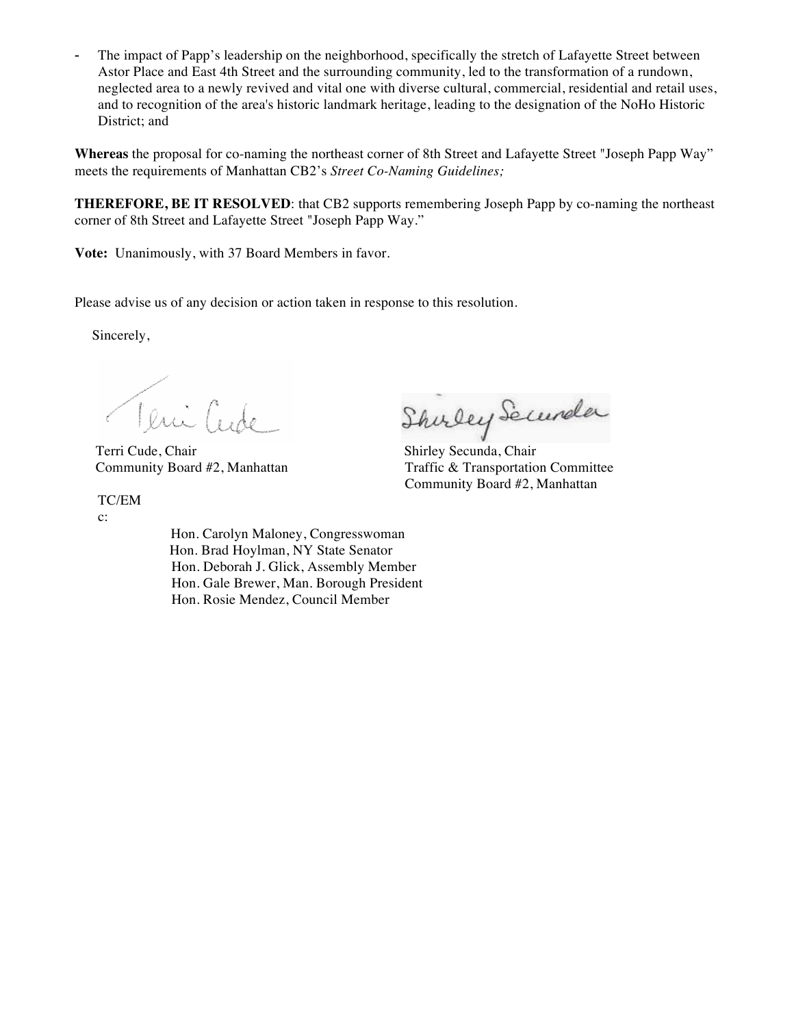- The impact of Papp's leadership on the neighborhood, specifically the stretch of Lafayette Street between Astor Place and East 4th Street and the surrounding community, led to the transformation of a rundown, neglected area to a newly revived and vital one with diverse cultural, commercial, residential and retail uses, and to recognition of the area's historic landmark heritage, leading to the designation of the NoHo Historic District; and

**Whereas** the proposal for co-naming the northeast corner of 8th Street and Lafayette Street "Joseph Papp Way" meets the requirements of Manhattan CB2's *Street Co-Naming Guidelines;*

**THEREFORE, BE IT RESOLVED**: that CB2 supports remembering Joseph Papp by co-naming the northeast corner of 8th Street and Lafayette Street "Joseph Papp Way."

**Vote:** Unanimously, with 37 Board Members in favor.

Please advise us of any decision or action taken in response to this resolution.

Sincerely,

Terri Cude, Chair
Community Board #2, Manhattan

Shirley Secunda, Chair
Traffic & Transportation Committee
Community Board #2, Manhattan

TC/EM

c:

Hon. Carolyn Maloney, Congresswoman
Hon. Brad Hoylman, NY State Senator
Hon. Deborah J. Glick, Assembly Member
Hon. Gale Brewer, Man. Borough President
Hon. Rosie Mendez, Council Member